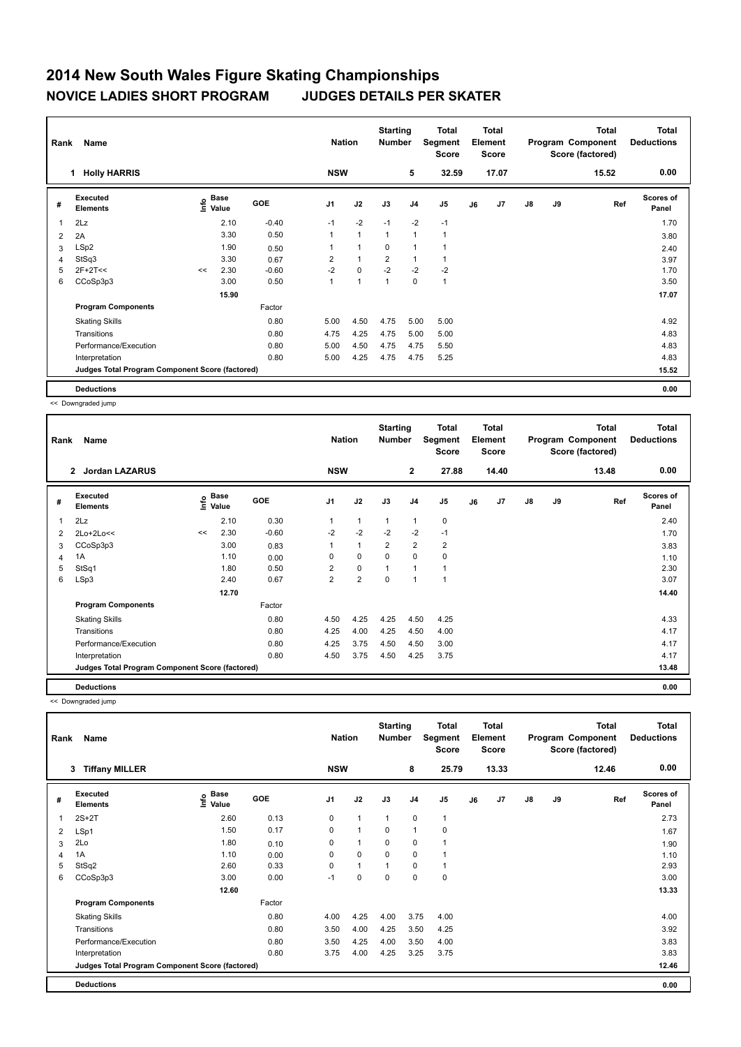# 2014 New South Wales Figure Skating Championships

## NOVICE LADIES SHORT PROGRAM JUDGES DETAILS PER SKATER

| Rank | Name | Nation | Starting Number | Total Segment Score | Total Element Score | Total Program Component Score (factored) | Total Deductions |
|---|---|---|---|---|---|---|---|
| 1 | Holly HARRIS | NSW | 5 | 32.59 | 17.07 | 15.52 | 0.00 |

| # | Executed Elements | Info | Base Value | GOE | J1 | J2 | J3 | J4 | J5 | J6 | J7 | J8 | J9 | Ref | Scores of Panel |
|---|---|---|---|---|---|---|---|---|---|---|---|---|---|---|---|
| 1 | 2Lz | | 2.10 | -0.40 | -1 | -2 | -1 | -2 | -1 | | | | | | 1.70 |
| 2 | 2A | | 3.30 | 0.50 | 1 | 1 | 1 | 1 | 1 | | | | | | 3.80 |
| 3 | LSp2 | | 1.90 | 0.50 | 1 | 1 | 0 | 1 | 1 | | | | | | 2.40 |
| 4 | StSq3 | | 3.30 | 0.67 | 2 | 1 | 2 | 1 | 1 | | | | | | 3.97 |
| 5 | 2F+2T<< | << | 2.30 | -0.60 | -2 | 0 | -2 | -2 | -2 | | | | | | 1.70 |
| 6 | CCoSp3p3 | | 3.00 | 0.50 | 1 | 1 | 1 | 0 | 1 | | | | | | 3.50 |
| | | | 15.90 | | | | | | | | | | | | 17.07 |
| | **Program Components** | | | Factor | | | | | | | | | | | |
| | Skating Skills | | | 0.80 | 5.00 | 4.50 | 4.75 | 5.00 | 5.00 | | | | | | 4.92 |
| | Transitions | | | 0.80 | 4.75 | 4.25 | 4.75 | 5.00 | 5.00 | | | | | | 4.83 |
| | Performance/Execution | | | 0.80 | 5.00 | 4.50 | 4.75 | 4.75 | 5.50 | | | | | | 4.83 |
| | Interpretation | | | 0.80 | 5.00 | 4.25 | 4.75 | 4.75 | 5.25 | | | | | | 4.83 |
| | **Judges Total Program Component Score (factored)** | | | | | | | | | | | | | | 15.52 |
| | **Deductions** | | | | | | | | | | | | | | 0.00 |

<< Downgraded jump

| Rank | Name | Nation | Starting Number | Total Segment Score | Total Element Score | Total Program Component Score (factored) | Total Deductions |
|---|---|---|---|---|---|---|---|
| 2 | Jordan LAZARUS | NSW | 2 | 27.88 | 14.40 | 13.48 | 0.00 |

| # | Executed Elements | Info | Base Value | GOE | J1 | J2 | J3 | J4 | J5 | J6 | J7 | J8 | J9 | Ref | Scores of Panel |
|---|---|---|---|---|---|---|---|---|---|---|---|---|---|---|---|
| 1 | 2Lz | | 2.10 | 0.30 | 1 | 1 | 1 | 1 | 0 | | | | | | 2.40 |
| 2 | 2Lo+2Lo<< | << | 2.30 | -0.60 | -2 | -2 | -2 | -2 | -1 | | | | | | 1.70 |
| 3 | CCoSp3p3 | | 3.00 | 0.83 | 1 | 1 | 2 | 2 | 2 | | | | | | 3.83 |
| 4 | 1A | | 1.10 | 0.00 | 0 | 0 | 0 | 0 | 0 | | | | | | 1.10 |
| 5 | StSq1 | | 1.80 | 0.50 | 2 | 0 | 1 | 1 | 1 | | | | | | 2.30 |
| 6 | LSp3 | | 2.40 | 0.67 | 2 | 2 | 0 | 1 | 1 | | | | | | 3.07 |
| | | | 12.70 | | | | | | | | | | | | 14.40 |
| | **Program Components** | | | Factor | | | | | | | | | | | |
| | Skating Skills | | | 0.80 | 4.50 | 4.25 | 4.25 | 4.50 | 4.25 | | | | | | 4.33 |
| | Transitions | | | 0.80 | 4.25 | 4.00 | 4.25 | 4.50 | 4.00 | | | | | | 4.17 |
| | Performance/Execution | | | 0.80 | 4.25 | 3.75 | 4.50 | 4.50 | 3.00 | | | | | | 4.17 |
| | Interpretation | | | 0.80 | 4.50 | 3.75 | 4.50 | 4.25 | 3.75 | | | | | | 4.17 |
| | **Judges Total Program Component Score (factored)** | | | | | | | | | | | | | | 13.48 |
| | **Deductions** | | | | | | | | | | | | | | 0.00 |

<< Downgraded jump

| Rank | Name | Nation | Starting Number | Total Segment Score | Total Element Score | Total Program Component Score (factored) | Total Deductions |
|---|---|---|---|---|---|---|---|
| 3 | Tiffany MILLER | NSW | 8 | 25.79 | 13.33 | 12.46 | 0.00 |

| # | Executed Elements | Info | Base Value | GOE | J1 | J2 | J3 | J4 | J5 | J6 | J7 | J8 | J9 | Ref | Scores of Panel |
|---|---|---|---|---|---|---|---|---|---|---|---|---|---|---|---|
| 1 | 2S+2T | | 2.60 | 0.13 | 0 | 1 | 1 | 0 | 1 | | | | | | 2.73 |
| 2 | LSp1 | | 1.50 | 0.17 | 0 | 1 | 0 | 1 | 0 | | | | | | 1.67 |
| 3 | 2Lo | | 1.80 | 0.10 | 0 | 1 | 0 | 0 | 1 | | | | | | 1.90 |
| 4 | 1A | | 1.10 | 0.00 | 0 | 0 | 0 | 0 | 1 | | | | | | 1.10 |
| 5 | StSq2 | | 2.60 | 0.33 | 0 | 1 | 1 | 0 | 1 | | | | | | 2.93 |
| 6 | CCoSp3p3 | | 3.00 | 0.00 | -1 | 0 | 0 | 0 | 0 | | | | | | 3.00 |
| | | | 12.60 | | | | | | | | | | | | 13.33 |
| | **Program Components** | | | Factor | | | | | | | | | | | |
| | Skating Skills | | | 0.80 | 4.00 | 4.25 | 4.00 | 3.75 | 4.00 | | | | | | 4.00 |
| | Transitions | | | 0.80 | 3.50 | 4.00 | 4.25 | 3.50 | 4.25 | | | | | | 3.92 |
| | Performance/Execution | | | 0.80 | 3.50 | 4.25 | 4.00 | 3.50 | 4.00 | | | | | | 3.83 |
| | Interpretation | | | 0.80 | 3.75 | 4.00 | 4.25 | 3.25 | 3.75 | | | | | | 3.83 |
| | **Judges Total Program Component Score (factored)** | | | | | | | | | | | | | | 12.46 |
| | **Deductions** | | | | | | | | | | | | | | 0.00 |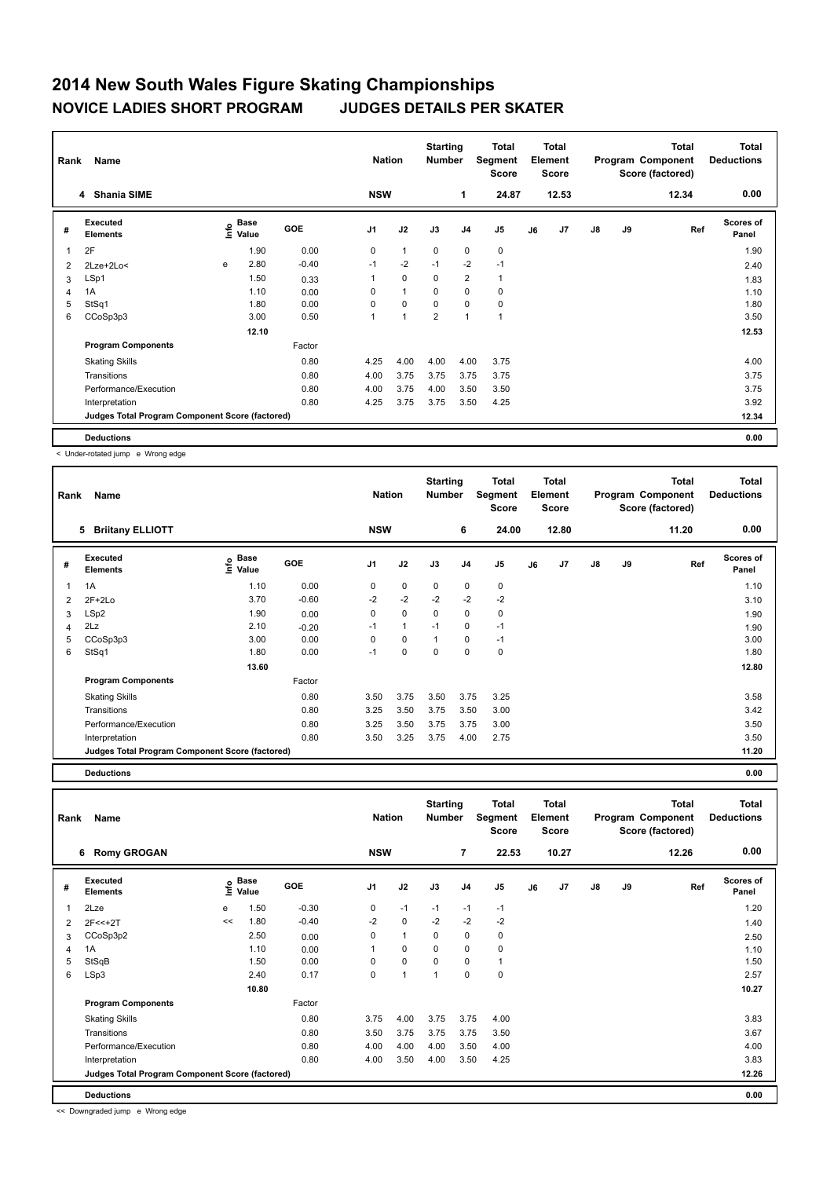# 2014 New South Wales Figure Skating Championships

## NOVICE LADIES SHORT PROGRAM — JUDGES DETAILS PER SKATER

| Rank | Name | Nation | Starting Number | Total Segment Score | Total Element Score | Total Program Component Score (factored) | Total Deductions |
|---|---|---|---|---|---|---|---|
| 4 | Shania SIME | NSW | 1 | 24.87 | 12.53 | 12.34 | 0.00 |

| # | Executed Elements | Info | Base Value | GOE | J1 | J2 | J3 | J4 | J5 | J6 | J7 | J8 | J9 | Ref | Scores of Panel |
|---|---|---|---|---|---|---|---|---|---|---|---|---|---|---|---|
| 1 | 2F | | 1.90 | 0.00 | 0 | 1 | 0 | 0 | 0 | | | | | | 1.90 |
| 2 | 2Lze+2Lo< | e | 2.80 | -0.40 | -1 | -2 | -1 | -2 | -1 | | | | | | 2.40 |
| 3 | LSp1 | | 1.50 | 0.33 | 1 | 0 | 0 | 2 | 1 | | | | | | 1.83 |
| 4 | 1A | | 1.10 | 0.00 | 0 | 1 | 0 | 0 | 0 | | | | | | 1.10 |
| 5 | StSq1 | | 1.80 | 0.00 | 0 | 0 | 0 | 0 | 0 | | | | | | 1.80 |
| 6 | CCoSp3p3 | | 3.00 | 0.50 | 1 | 1 | 2 | 1 | 1 | | | | | | 3.50 |
| | | | 12.10 | | | | | | | | | | | | 12.53 |
| | **Program Components** | | | Factor | | | | | | | | | | | |
| | Skating Skills | | | 0.80 | 4.25 | 4.00 | 4.00 | 4.00 | 3.75 | | | | | | 4.00 |
| | Transitions | | | 0.80 | 4.00 | 3.75 | 3.75 | 3.75 | 3.75 | | | | | | 3.75 |
| | Performance/Execution | | | 0.80 | 4.00 | 3.75 | 4.00 | 3.50 | 3.50 | | | | | | 3.75 |
| | Interpretation | | | 0.80 | 4.25 | 3.75 | 3.75 | 3.50 | 4.25 | | | | | | 3.92 |
| | **Judges Total Program Component Score (factored)** | | | | | | | | | | | | | | 12.34 |
| | **Deductions** | | | | | | | | | | | | | | 0.00 |

< Under-rotated jump e Wrong edge

| Rank | Name | Nation | Starting Number | Total Segment Score | Total Element Score | Total Program Component Score (factored) | Total Deductions |
|---|---|---|---|---|---|---|---|
| 5 | Briitany ELLIOTT | NSW | 6 | 24.00 | 12.80 | 11.20 | 0.00 |

| # | Executed Elements | Info | Base Value | GOE | J1 | J2 | J3 | J4 | J5 | J6 | J7 | J8 | J9 | Ref | Scores of Panel |
|---|---|---|---|---|---|---|---|---|---|---|---|---|---|---|---|
| 1 | 1A | | 1.10 | 0.00 | 0 | 0 | 0 | 0 | 0 | | | | | | 1.10 |
| 2 | 2F+2Lo | | 3.70 | -0.60 | -2 | -2 | -2 | -2 | -2 | | | | | | 3.10 |
| 3 | LSp2 | | 1.90 | 0.00 | 0 | 0 | 0 | 0 | 0 | | | | | | 1.90 |
| 4 | 2Lz | | 2.10 | -0.20 | -1 | 1 | -1 | 0 | -1 | | | | | | 1.90 |
| 5 | CCoSp3p3 | | 3.00 | 0.00 | 0 | 0 | 1 | 0 | -1 | | | | | | 3.00 |
| 6 | StSq1 | | 1.80 | 0.00 | -1 | 0 | 0 | 0 | 0 | | | | | | 1.80 |
| | | | 13.60 | | | | | | | | | | | | 12.80 |
| | **Program Components** | | | Factor | | | | | | | | | | | |
| | Skating Skills | | | 0.80 | 3.50 | 3.75 | 3.50 | 3.75 | 3.25 | | | | | | 3.58 |
| | Transitions | | | 0.80 | 3.25 | 3.50 | 3.75 | 3.50 | 3.00 | | | | | | 3.42 |
| | Performance/Execution | | | 0.80 | 3.25 | 3.50 | 3.75 | 3.75 | 3.00 | | | | | | 3.50 |
| | Interpretation | | | 0.80 | 3.50 | 3.25 | 3.75 | 4.00 | 2.75 | | | | | | 3.50 |
| | **Judges Total Program Component Score (factored)** | | | | | | | | | | | | | | 11.20 |
| | **Deductions** | | | | | | | | | | | | | | 0.00 |

| Rank | Name | Nation | Starting Number | Total Segment Score | Total Element Score | Total Program Component Score (factored) | Total Deductions |
|---|---|---|---|---|---|---|---|
| 6 | Romy GROGAN | NSW | 7 | 22.53 | 10.27 | 12.26 | 0.00 |

| # | Executed Elements | Info | Base Value | GOE | J1 | J2 | J3 | J4 | J5 | J6 | J7 | J8 | J9 | Ref | Scores of Panel |
|---|---|---|---|---|---|---|---|---|---|---|---|---|---|---|---|
| 1 | 2Lze | e | 1.50 | -0.30 | 0 | -1 | -1 | -1 | -1 | | | | | | 1.20 |
| 2 | 2F<<+2T | << | 1.80 | -0.40 | -2 | 0 | -2 | -2 | -2 | | | | | | 1.40 |
| 3 | CCoSp3p2 | | 2.50 | 0.00 | 0 | 1 | 0 | 0 | 0 | | | | | | 2.50 |
| 4 | 1A | | 1.10 | 0.00 | 1 | 0 | 0 | 0 | 0 | | | | | | 1.10 |
| 5 | StSqB | | 1.50 | 0.00 | 0 | 0 | 0 | 0 | 1 | | | | | | 1.50 |
| 6 | LSp3 | | 2.40 | 0.17 | 0 | 1 | 1 | 0 | 0 | | | | | | 2.57 |
| | | | 10.80 | | | | | | | | | | | | 10.27 |
| | **Program Components** | | | Factor | | | | | | | | | | | |
| | Skating Skills | | | 0.80 | 3.75 | 4.00 | 3.75 | 3.75 | 4.00 | | | | | | 3.83 |
| | Transitions | | | 0.80 | 3.50 | 3.75 | 3.75 | 3.75 | 3.50 | | | | | | 3.67 |
| | Performance/Execution | | | 0.80 | 4.00 | 4.00 | 4.00 | 3.50 | 4.00 | | | | | | 4.00 |
| | Interpretation | | | 0.80 | 4.00 | 3.50 | 4.00 | 3.50 | 4.25 | | | | | | 3.83 |
| | **Judges Total Program Component Score (factored)** | | | | | | | | | | | | | | 12.26 |
| | **Deductions** | | | | | | | | | | | | | | 0.00 |

<< Downgraded jump e Wrong edge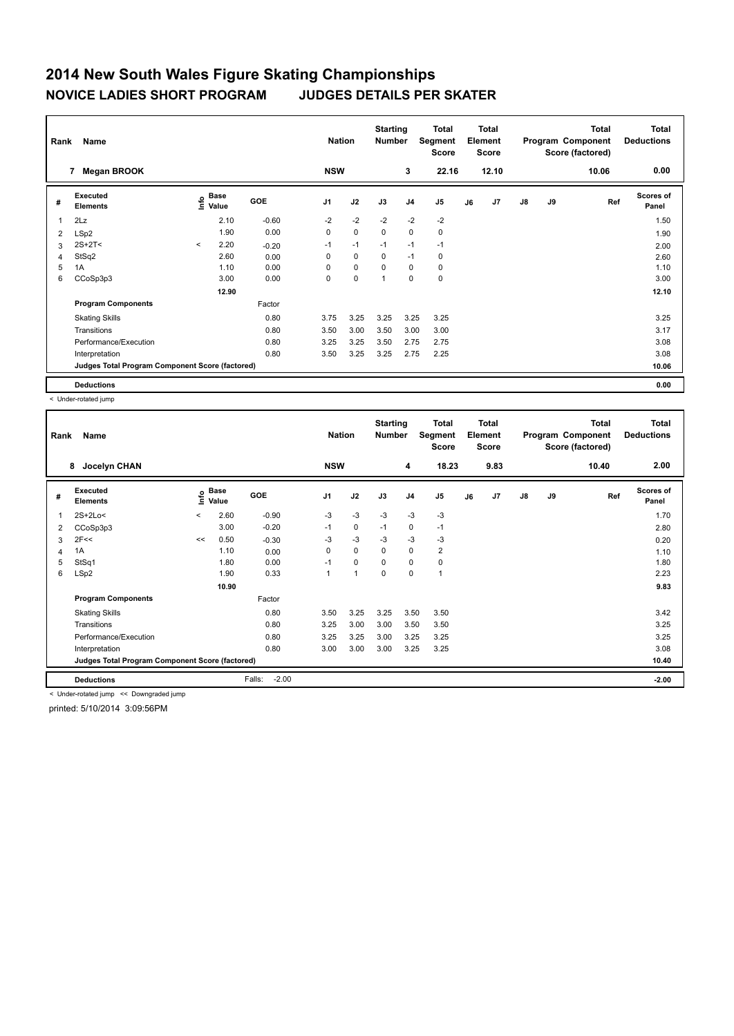# 2014 New South Wales Figure Skating Championships

## NOVICE LADIES SHORT PROGRAM JUDGES DETAILS PER SKATER

| Rank | Name | Nation | Starting Number | Total Segment Score | Total Element Score | Total Program Component Score (factored) | Total Deductions |
|---|---|---|---|---|---|---|---|
| 7 | Megan BROOK | NSW | 3 | 22.16 | 12.10 | 10.06 | 0.00 |

| # | Executed Elements | Info | Base Value | GOE | J1 | J2 | J3 | J4 | J5 | J6 | J7 | J8 | J9 | Ref | Scores of Panel |
|---|---|---|---|---|---|---|---|---|---|---|---|---|---|---|---|
| 1 | 2Lz | | 2.10 | -0.60 | -2 | -2 | -2 | -2 | -2 | | | | | | 1.50 |
| 2 | LSp2 | | 1.90 | 0.00 | 0 | 0 | 0 | 0 | 0 | | | | | | 1.90 |
| 3 | 2S+2T< | < | 2.20 | -0.20 | -1 | -1 | -1 | -1 | -1 | | | | | | 2.00 |
| 4 | StSq2 | | 2.60 | 0.00 | 0 | 0 | 0 | -1 | 0 | | | | | | 2.60 |
| 5 | 1A | | 1.10 | 0.00 | 0 | 0 | 0 | 0 | 0 | | | | | | 1.10 |
| 6 | CCoSp3p3 | | 3.00 | 0.00 | 0 | 0 | 1 | 0 | 0 | | | | | | 3.00 |
| | | | 12.90 | | | | | | | | | | | | 12.10 |
| | **Program Components** | | | Factor | | | | | | | | | | | |
| | Skating Skills | | | 0.80 | 3.75 | 3.25 | 3.25 | 3.25 | 3.25 | | | | | | 3.25 |
| | Transitions | | | 0.80 | 3.50 | 3.00 | 3.50 | 3.00 | 3.00 | | | | | | 3.17 |
| | Performance/Execution | | | 0.80 | 3.25 | 3.25 | 3.50 | 2.75 | 2.75 | | | | | | 3.08 |
| | Interpretation | | | 0.80 | 3.50 | 3.25 | 3.25 | 2.75 | 2.25 | | | | | | 3.08 |
| | **Judges Total Program Component Score (factored)** | | | | | | | | | | | | | | 10.06 |
| | **Deductions** | | | | | | | | | | | | | | 0.00 |

< Under-rotated jump

| Rank | Name | Nation | Starting Number | Total Segment Score | Total Element Score | Total Program Component Score (factored) | Total Deductions |
|---|---|---|---|---|---|---|---|
| 8 | Jocelyn CHAN | NSW | 4 | 18.23 | 9.83 | 10.40 | 2.00 |

| # | Executed Elements | Info | Base Value | GOE | J1 | J2 | J3 | J4 | J5 | J6 | J7 | J8 | J9 | Ref | Scores of Panel |
|---|---|---|---|---|---|---|---|---|---|---|---|---|---|---|---|
| 1 | 2S+2Lo< | < | 2.60 | -0.90 | -3 | -3 | -3 | -3 | -3 | | | | | | 1.70 |
| 2 | CCoSp3p3 | | 3.00 | -0.20 | -1 | 0 | -1 | 0 | -1 | | | | | | 2.80 |
| 3 | 2F<< | << | 0.50 | -0.30 | -3 | -3 | -3 | -3 | -3 | | | | | | 0.20 |
| 4 | 1A | | 1.10 | 0.00 | 0 | 0 | 0 | 0 | 2 | | | | | | 1.10 |
| 5 | StSq1 | | 1.80 | 0.00 | -1 | 0 | 0 | 0 | 0 | | | | | | 1.80 |
| 6 | LSp2 | | 1.90 | 0.33 | 1 | 1 | 0 | 0 | 1 | | | | | | 2.23 |
| | | | 10.90 | | | | | | | | | | | | 9.83 |
| | **Program Components** | | | Factor | | | | | | | | | | | |
| | Skating Skills | | | 0.80 | 3.50 | 3.25 | 3.25 | 3.50 | 3.50 | | | | | | 3.42 |
| | Transitions | | | 0.80 | 3.25 | 3.00 | 3.00 | 3.50 | 3.50 | | | | | | 3.25 |
| | Performance/Execution | | | 0.80 | 3.25 | 3.25 | 3.00 | 3.25 | 3.25 | | | | | | 3.25 |
| | Interpretation | | | 0.80 | 3.00 | 3.00 | 3.00 | 3.25 | 3.25 | | | | | | 3.08 |
| | **Judges Total Program Component Score (factored)** | | | | | | | | | | | | | | 10.40 |
| | **Deductions** | | | Falls: -2.00 | | | | | | | | | | | -2.00 |

< Under-rotated jump << Downgraded jump

printed: 5/10/2014 3:09:56PM